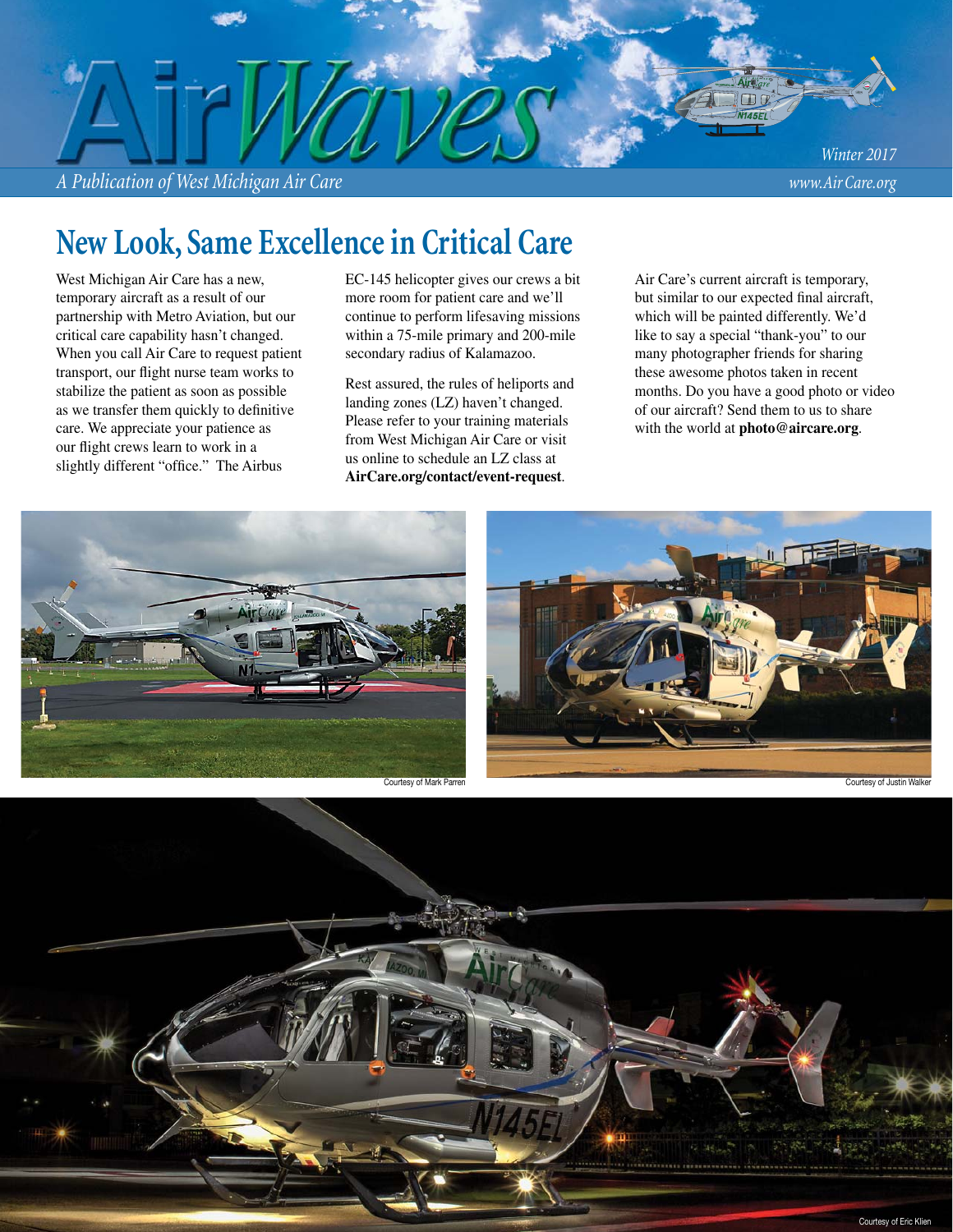# AirWaves

*A Publication of West Michigan Air Care*

*Winter 2017*

*www.Air Care.org*

## New Look, Same Excellence in Critical Care

West Michigan Air Care has a new, temporary aircraft as a result of our partnership with Metro Aviation, but our critical care capability hasn't changed. When you call Air Care to request patient transport, our flight nurse team works to stabilize the patient as soon as possible as we transfer them quickly to definitive care. We appreciate your patience as our flight crews learn to work in a slightly different "office." The Airbus EC-145 helicopter gives our crews a bit more room for patient care and we'll continue to perform lifesaving missions within a 75-mile primary and 200-mile secondary radius of Kalamazoo.

Rest assured, the rules of heliports and landing zones (LZ) haven't changed. Please refer to your training materials from West Michigan Air Care or visit us online to schedule an LZ class at **AirCare.org/contact/event-request**.

Air Care's current aircraft is temporary, but similar to our expected final aircraft, which will be painted differently. We'd like to say a special "thank-you" to our many photographer friends for sharing these awesome photos taken in recent months. Do you have a good photo or video of our aircraft? Send them to us to share with the world at **photo@aircare.org**.

Courtesy of Mark Parren

Courtesy of Justin Walker

Courtesy of Eric Klien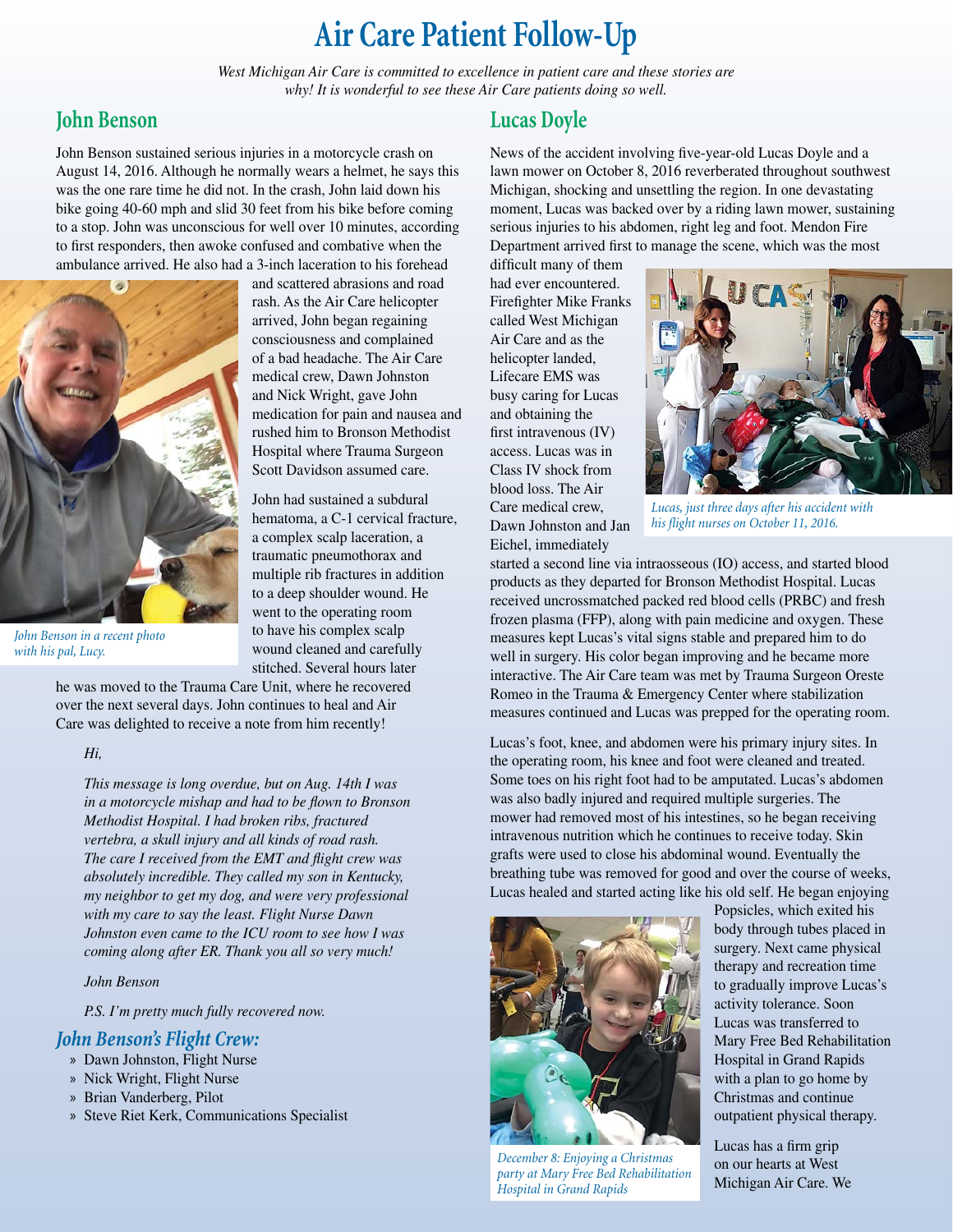# Air Care Patient Follow-Up

*West Michigan Air Care is committed to excellence in patient care and these stories are why! It is wonderful to see these Air Care patients doing so well.*

## John Benson

John Benson sustained serious injuries in a motorcycle crash on August 14, 2016. Although he normally wears a helmet, he says this was the one rare time he did not. In the crash, John laid down his bike going 40-60 mph and slid 30 feet from his bike before coming to a stop. John was unconscious for well over 10 minutes, according to first responders, then awoke confused and combative when the ambulance arrived. He also had a 3-inch laceration to his forehead and scattered abrasions and road rash. As the Air Care helicopter arrived, John began regaining consciousness and complained of a bad headache. The Air Care medical crew, Dawn Johnston and Nick Wright, gave John medication for pain and nausea and rushed him to Bronson Methodist Hospital where Trauma Surgeon Scott Davidson assumed care.

*John Benson in a recent photo with his pal, Lucy.*

John had sustained a subdural hematoma, a C-1 cervical fracture, a complex scalp laceration, a traumatic pneumothorax and multiple rib fractures in addition to a deep shoulder wound. He went to the operating room to have his complex scalp wound cleaned and carefully stitched. Several hours later he was moved to the Trauma Care Unit, where he recovered over the next several days. John continues to heal and Air Care was delighted to receive a note from him recently!

*Hi,*

*This message is long overdue, but on Aug. 14th I was in a motorcycle mishap and had to be flown to Bronson Methodist Hospital. I had broken ribs, fractured vertebra, a skull injury and all kinds of road rash. The care I received from the EMT and flight crew was absolutely incredible. They called my son in Kentucky, my neighbor to get my dog, and were very professional with my care to say the least. Flight Nurse Dawn Johnston even came to the ICU room to see how I was coming along after ER. Thank you all so very much!*

*John Benson*

*P.S. I'm pretty much fully recovered now.*

### *John Benson's Flight Crew:*

- Dawn Johnston, Flight Nurse
- Nick Wright, Flight Nurse
- Brian Vanderberg, Pilot
- Steve Riet Kerk, Communications Specialist

## Lucas Doyle

News of the accident involving five-year-old Lucas Doyle and a lawn mower on October 8, 2016 reverberated throughout southwest Michigan, shocking and unsettling the region. In one devastating moment, Lucas was backed over by a riding lawn mower, sustaining serious injuries to his abdomen, right leg and foot. Mendon Fire Department arrived first to manage the scene, which was the most difficult many of them had ever encountered. Firefighter Mike Franks called West Michigan Air Care and as the helicopter landed, Lifecare EMS was busy caring for Lucas and obtaining the first intravenous (IV) access. Lucas was in Class IV shock from blood loss. The Air Care medical crew, Dawn Johnston and Jan Eichel, immediately started a second line via intraosseous (IO) access, and started blood products as they departed for Bronson Methodist Hospital. Lucas received uncrossmatched packed red blood cells (PRBC) and fresh frozen plasma (FFP), along with pain medicine and oxygen. These measures kept Lucas's vital signs stable and prepared him to do well in surgery. His color began improving and he became more interactive. The Air Care team was met by Trauma Surgeon Oreste Romeo in the Trauma & Emergency Center where stabilization measures continued and Lucas was prepped for the operating room.

*Lucas, just three days after his accident with his flight nurses on October 11, 2016.*

Lucas's foot, knee, and abdomen were his primary injury sites. In the operating room, his knee and foot were cleaned and treated. Some toes on his right foot had to be amputated. Lucas's abdomen was also badly injured and required multiple surgeries. The mower had removed most of his intestines, so he began receiving intravenous nutrition which he continues to receive today. Skin grafts were used to close his abdominal wound. Eventually the breathing tube was removed for good and over the course of weeks, Lucas healed and started acting like his old self. He began enjoying Popsicles, which exited his body through tubes placed in surgery. Next came physical therapy and recreation time to gradually improve Lucas's activity tolerance. Soon Lucas was transferred to Mary Free Bed Rehabilitation Hospital in Grand Rapids with a plan to go home by Christmas and continue outpatient physical therapy.

*December 8: Enjoying a Christmas party at Mary Free Bed Rehabilitation Hospital in Grand Rapids*

Lucas has a firm grip on our hearts at West Michigan Air Care. We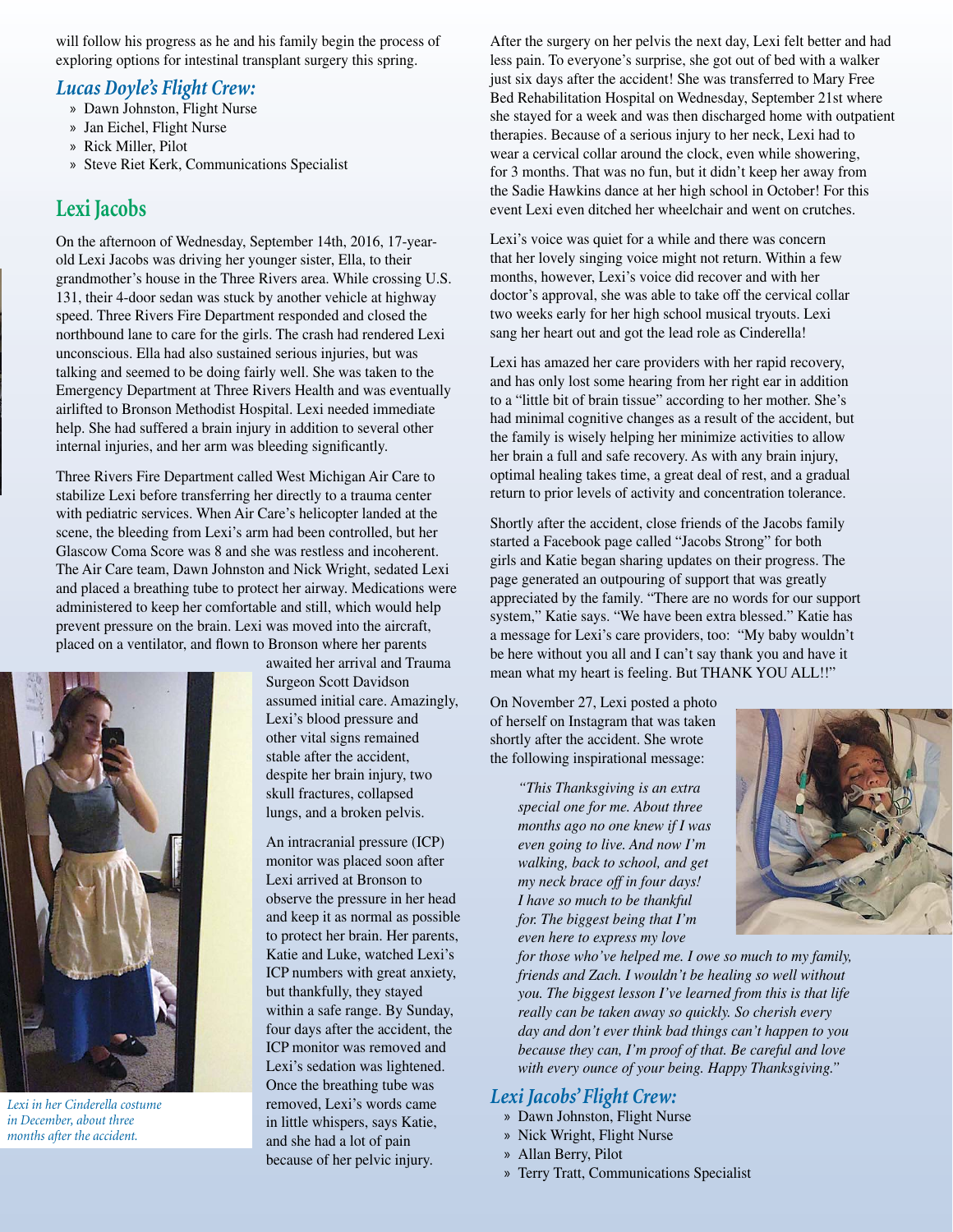will follow his progress as he and his family begin the process of exploring options for intestinal transplant surgery this spring.

### *Lucas Doyle's Flight Crew:*

- Dawn Johnston, Flight Nurse
- Jan Eichel, Flight Nurse
- Rick Miller, Pilot
- Steve Riet Kerk, Communications Specialist

## Lexi Jacobs

On the afternoon of Wednesday, September 14th, 2016, 17-year-old Lexi Jacobs was driving her younger sister, Ella, to their grandmother's house in the Three Rivers area. While crossing U.S. 131, their 4-door sedan was stuck by another vehicle at highway speed. Three Rivers Fire Department responded and closed the northbound lane to care for the girls. The crash had rendered Lexi unconscious. Ella had also sustained serious injuries, but was talking and seemed to be doing fairly well. She was taken to the Emergency Department at Three Rivers Health and was eventually airlifted to Bronson Methodist Hospital. Lexi needed immediate help. She had suffered a brain injury in addition to several other internal injuries, and her arm was bleeding significantly.

Three Rivers Fire Department called West Michigan Air Care to stabilize Lexi before transferring her directly to a trauma center with pediatric services. When Air Care's helicopter landed at the scene, the bleeding from Lexi's arm had been controlled, but her Glascow Coma Score was 8 and she was restless and incoherent. The Air Care team, Dawn Johnston and Nick Wright, sedated Lexi and placed a breathing tube to protect her airway. Medications were administered to keep her comfortable and still, which would help prevent pressure on the brain. Lexi was moved into the aircraft, placed on a ventilator, and flown to Bronson where her parents awaited her arrival and Trauma Surgeon Scott Davidson assumed initial care. Amazingly, Lexi's blood pressure and other vital signs remained stable after the accident, despite her brain injury, two skull fractures, collapsed lungs, and a broken pelvis.

*Lexi in her Cinderella costume in December, about three months after the accident.*

An intracranial pressure (ICP) monitor was placed soon after Lexi arrived at Bronson to observe the pressure in her head and keep it as normal as possible to protect her brain. Her parents, Katie and Luke, watched Lexi's ICP numbers with great anxiety, but thankfully, they stayed within a safe range. By Sunday, four days after the accident, the ICP monitor was removed and Lexi's sedation was lightened. Once the breathing tube was removed, Lexi's words came in little whispers, says Katie, and she had a lot of pain because of her pelvic injury.

After the surgery on her pelvis the next day, Lexi felt better and had less pain. To everyone's surprise, she got out of bed with a walker just six days after the accident! She was transferred to Mary Free Bed Rehabilitation Hospital on Wednesday, September 21st where she stayed for a week and was then discharged home with outpatient therapies. Because of a serious injury to her neck, Lexi had to wear a cervical collar around the clock, even while showering, for 3 months. That was no fun, but it didn't keep her away from the Sadie Hawkins dance at her high school in October! For this event Lexi even ditched her wheelchair and went on crutches.

Lexi's voice was quiet for a while and there was concern that her lovely singing voice might not return. Within a few months, however, Lexi's voice did recover and with her doctor's approval, she was able to take off the cervical collar two weeks early for her high school musical tryouts. Lexi sang her heart out and got the lead role as Cinderella!

Lexi has amazed her care providers with her rapid recovery, and has only lost some hearing from her right ear in addition to a "little bit of brain tissue" according to her mother. She's had minimal cognitive changes as a result of the accident, but the family is wisely helping her minimize activities to allow her brain a full and safe recovery. As with any brain injury, optimal healing takes time, a great deal of rest, and a gradual return to prior levels of activity and concentration tolerance.

Shortly after the accident, close friends of the Jacobs family started a Facebook page called "Jacobs Strong" for both girls and Katie began sharing updates on their progress. The page generated an outpouring of support that was greatly appreciated by the family. "There are no words for our support system," Katie says. "We have been extra blessed." Katie has a message for Lexi's care providers, too: "My baby wouldn't be here without you all and I can't say thank you and have it mean what my heart is feeling. But THANK YOU ALL!!"

On November 27, Lexi posted a photo of herself on Instagram that was taken shortly after the accident. She wrote the following inspirational message:

> *"This Thanksgiving is an extra special one for me. About three months ago no one knew if I was even going to live. And now I'm walking, back to school, and get my neck brace off in four days! I have so much to be thankful for. The biggest being that I'm even here to express my love for those who've helped me. I owe so much to my family, friends and Zach. I wouldn't be healing so well without you. The biggest lesson I've learned from this is that life really can be taken away so quickly. So cherish every day and don't ever think bad things can't happen to you because they can, I'm proof of that. Be careful and love with every ounce of your being. Happy Thanksgiving."*

### *Lexi Jacobs' Flight Crew:*

- Dawn Johnston, Flight Nurse
- Nick Wright, Flight Nurse
- Allan Berry, Pilot
- Terry Tratt, Communications Specialist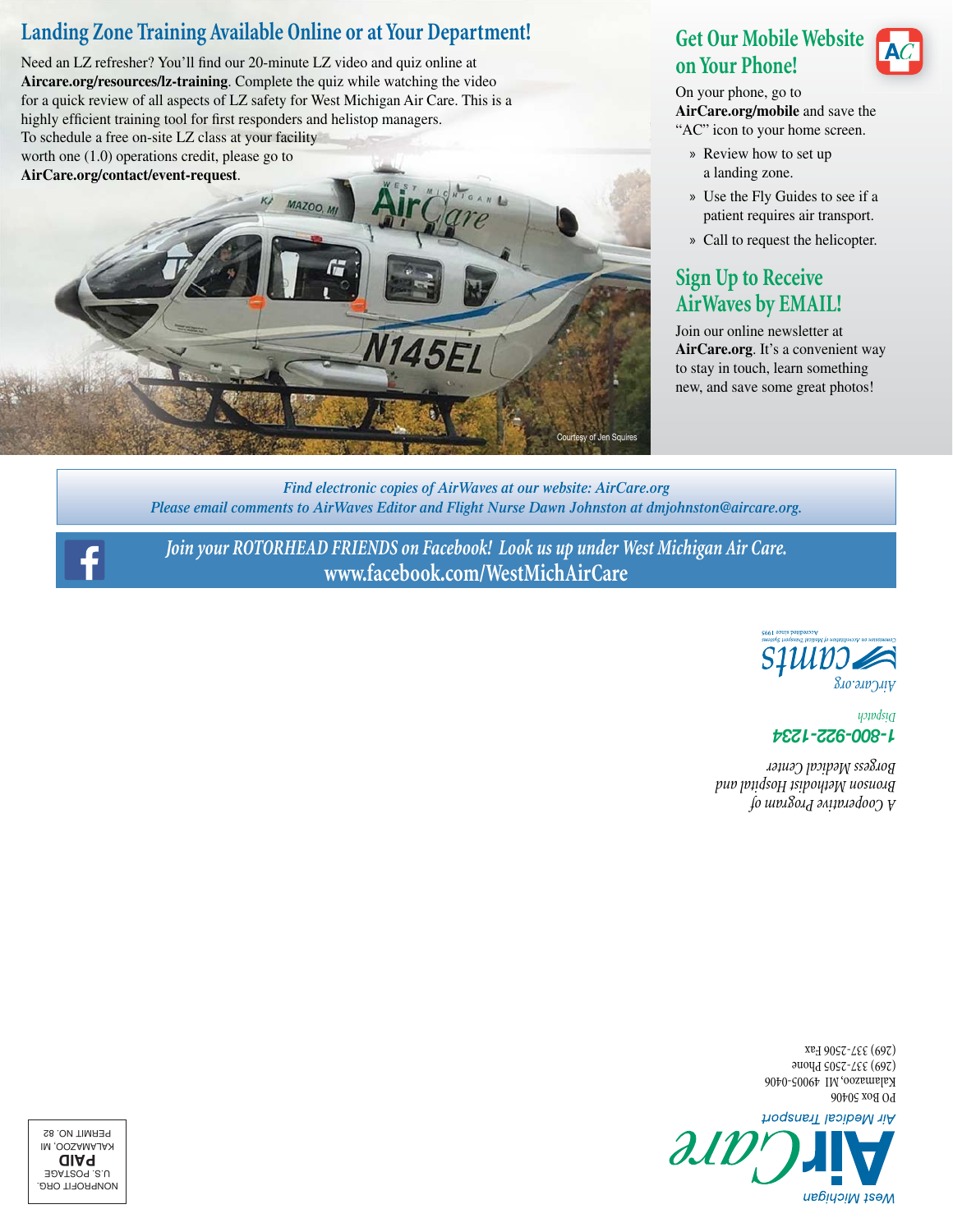## Landing Zone Training Available Online or at Your Department!

Need an LZ refresher? You'll find our 20-minute LZ video and quiz online at **Aircare.org/resources/lz-training**. Complete the quiz while watching the video for a quick review of all aspects of LZ safety for West Michigan Air Care. This is a highly efficient training tool for first responders and helistop managers. To schedule a free on-site LZ class at your facility worth one (1.0) operations credit, please go to **AirCare.org/contact/event-request**.

Courtesy of Jen Squires

## Get Our Mobile Website on Your Phone!

On your phone, go to **AirCare.org/mobile** and save the "AC" icon to your home screen.

- Review how to set up a landing zone.
- Use the Fly Guides to see if a patient requires air transport.
- Call to request the helicopter.

## Sign Up to Receive AirWaves by EMAIL!

Join our online newsletter at **AirCare.org**. It's a convenient way to stay in touch, learn something new, and save some great photos!

*Find electronic copies of AirWaves at our website: AirCare.org*
*Please email comments to AirWaves Editor and Flight Nurse Dawn Johnston at dmjohnston@aircare.org.*

**Join your ROTORHEAD FRIENDS on Facebook! Look us up under West Michigan Air Care.**
**www.facebook.com/WestMichAirCare**

camts
Commission on Accreditation of Medical Transport Systems
Accredited since 1995

*AirCare.org*

**1-800-922-1234**
*Dispatch*

*A Cooperative Program of Bronson Methodist Hospital and Borgess Medical Center*

West Michigan
AirCare
Air Medical Transport

PO Box 50406
Kalamazoo, MI 49005-0406
(269) 337-2505 Phone
(269) 337-2506 Fax

NONPROFIT ORG.
U.S. POSTAGE
**PAID**
KALAMAZOO, MI
PERMIT NO. 82